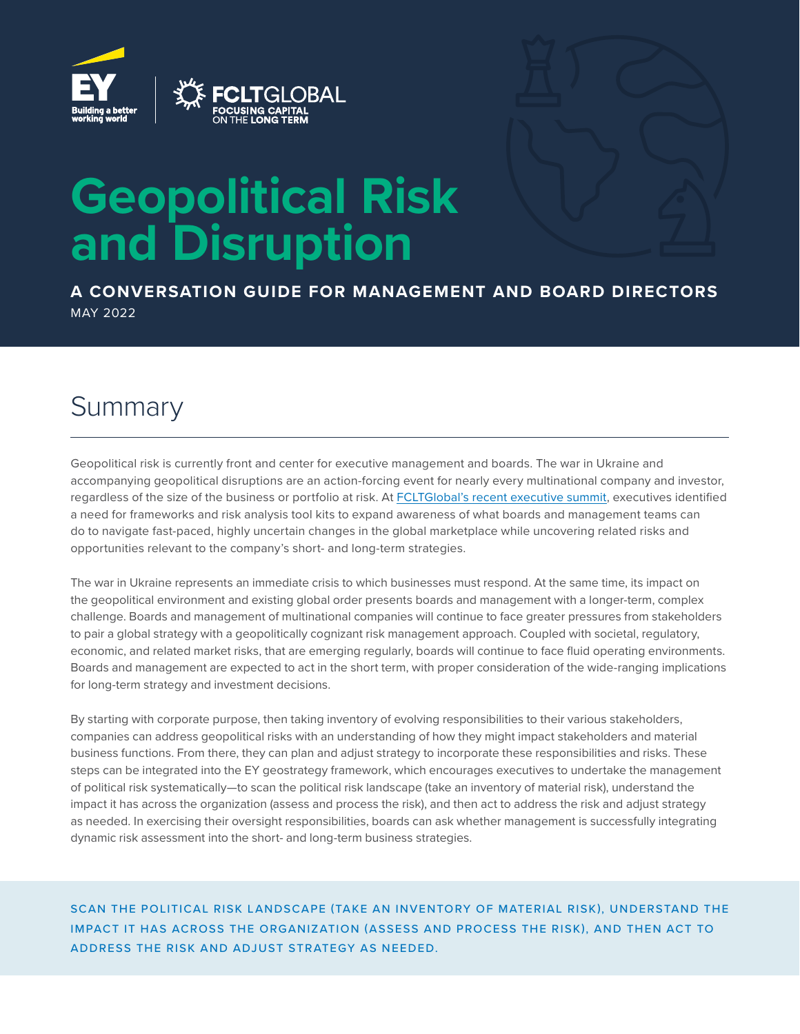EY Building a better working world | FCLTGLOBAL FOCUSING CAPITAL ON THE LONG TERM

# Geopolitical Risk and Disruption

**A CONVERSATION GUIDE FOR MANAGEMENT AND BOARD DIRECTORS**

MAY 2022

## Summary

Geopolitical risk is currently front and center for executive management and boards. The war in Ukraine and accompanying geopolitical disruptions are an action-forcing event for nearly every multinational company and investor, regardless of the size of the business or portfolio at risk. At FCLTGlobal's recent executive summit, executives identified a need for frameworks and risk analysis tool kits to expand awareness of what boards and management teams can do to navigate fast-paced, highly uncertain changes in the global marketplace while uncovering related risks and opportunities relevant to the company's short- and long-term strategies.

The war in Ukraine represents an immediate crisis to which businesses must respond. At the same time, its impact on the geopolitical environment and existing global order presents boards and management with a longer-term, complex challenge. Boards and management of multinational companies will continue to face greater pressures from stakeholders to pair a global strategy with a geopolitically cognizant risk management approach. Coupled with societal, regulatory, economic, and related market risks, that are emerging regularly, boards will continue to face fluid operating environments. Boards and management are expected to act in the short term, with proper consideration of the wide-ranging implications for long-term strategy and investment decisions.

By starting with corporate purpose, then taking inventory of evolving responsibilities to their various stakeholders, companies can address geopolitical risks with an understanding of how they might impact stakeholders and material business functions. From there, they can plan and adjust strategy to incorporate these responsibilities and risks. These steps can be integrated into the EY geostrategy framework, which encourages executives to undertake the management of political risk systematically—to scan the political risk landscape (take an inventory of material risk), understand the impact it has across the organization (assess and process the risk), and then act to address the risk and adjust strategy as needed. In exercising their oversight responsibilities, boards can ask whether management is successfully integrating dynamic risk assessment into the short- and long-term business strategies.

SCAN THE POLITICAL RISK LANDSCAPE (TAKE AN INVENTORY OF MATERIAL RISK), UNDERSTAND THE IMPACT IT HAS ACROSS THE ORGANIZATION (ASSESS AND PROCESS THE RISK), AND THEN ACT TO ADDRESS THE RISK AND ADJUST STRATEGY AS NEEDED.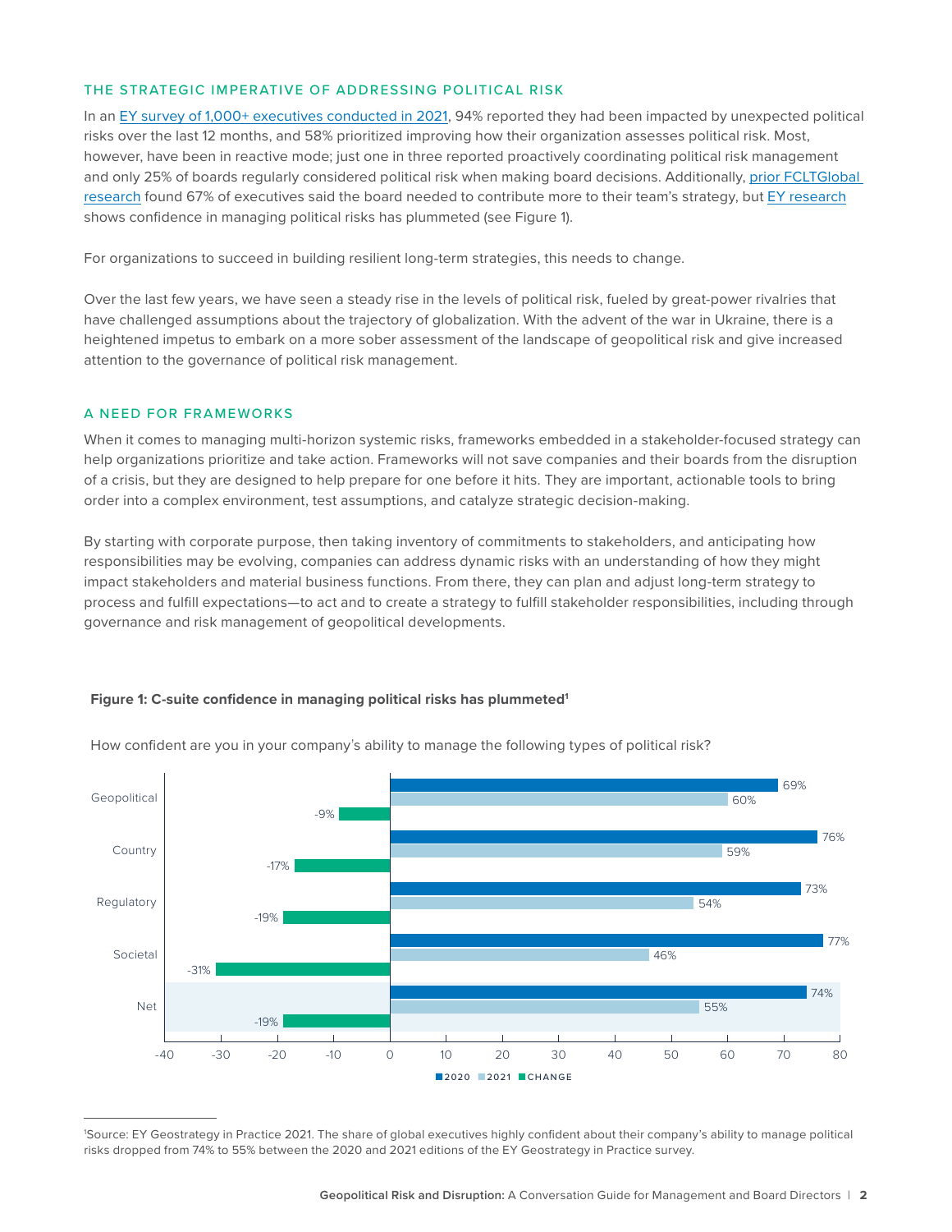## THE STRATEGIC IMPERATIVE OF ADDRESSING POLITICAL RISK

In an EY survey of 1,000+ executives conducted in 2021, 94% reported they had been impacted by unexpected political risks over the last 12 months, and 58% prioritized improving how their organization assesses political risk. Most, however, have been in reactive mode; just one in three reported proactively coordinating political risk management and only 25% of boards regularly considered political risk when making board decisions. Additionally, prior FCLTGlobal research found 67% of executives said the board needed to contribute more to their team's strategy, but EY research shows confidence in managing political risks has plummeted (see Figure 1).

For organizations to succeed in building resilient long-term strategies, this needs to change.

Over the last few years, we have seen a steady rise in the levels of political risk, fueled by great-power rivalries that have challenged assumptions about the trajectory of globalization. With the advent of the war in Ukraine, there is a heightened impetus to embark on a more sober assessment of the landscape of geopolitical risk and give increased attention to the governance of political risk management.

## A NEED FOR FRAMEWORKS

When it comes to managing multi-horizon systemic risks, frameworks embedded in a stakeholder-focused strategy can help organizations prioritize and take action. Frameworks will not save companies and their boards from the disruption of a crisis, but they are designed to help prepare for one before it hits. They are important, actionable tools to bring order into a complex environment, test assumptions, and catalyze strategic decision-making.

By starting with corporate purpose, then taking inventory of commitments to stakeholders, and anticipating how responsibilities may be evolving, companies can address dynamic risks with an understanding of how they might impact stakeholders and material business functions. From there, they can plan and adjust long-term strategy to process and fulfill expectations—to act and to create a strategy to fulfill stakeholder responsibilities, including through governance and risk management of geopolitical developments.

**Figure 1: C-suite confidence in managing political risks has plummeted**[1]

How confident are you in your company's ability to manage the following types of political risk?

Geopolitical: 69%, 60%, -9%
Country: 76%, 59%, -17%
Regulatory: 73%, 54%, -19%
Societal: 77%, 46%, -31%
Net: 74%, 55%, -19%

-40 -30 -20 -10 0 10 20 30 40 50 60 70 80

2020 2021 CHANGE

[1]Source: EY Geostrategy in Practice 2021. The share of global executives highly confident about their company's ability to manage political risks dropped from 74% to 55% between the 2020 and 2021 editions of the EY Geostrategy in Practice survey.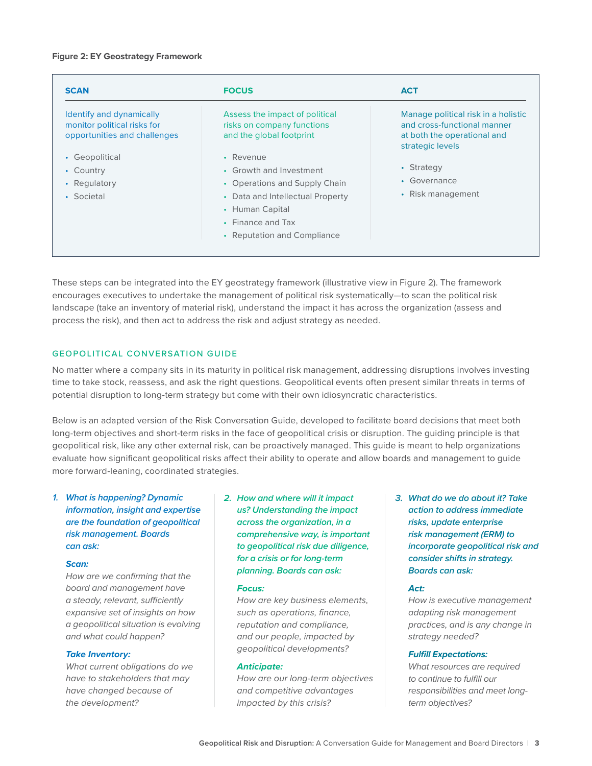**Figure 2: EY Geostrategy Framework**

| SCAN | FOCUS | ACT |
|---|---|---|
| Identify and dynamically monitor political risks for opportunities and challenges | Assess the impact of political risks on company functions and the global footprint | Manage political risk in a holistic and cross-functional manner at both the operational and strategic levels |
| • Geopolitical<br>• Country<br>• Regulatory<br>• Societal | • Revenue<br>• Growth and Investment<br>• Operations and Supply Chain<br>• Data and Intellectual Property<br>• Human Capital<br>• Finance and Tax<br>• Reputation and Compliance | • Strategy<br>• Governance<br>• Risk management |

These steps can be integrated into the EY geostrategy framework (illustrative view in Figure 2). The framework encourages executives to undertake the management of political risk systematically—to scan the political risk landscape (take an inventory of material risk), understand the impact it has across the organization (assess and process the risk), and then act to address the risk and adjust strategy as needed.

## GEOPOLITICAL CONVERSATION GUIDE

No matter where a company sits in its maturity in political risk management, addressing disruptions involves investing time to take stock, reassess, and ask the right questions. Geopolitical events often present similar threats in terms of potential disruption to long-term strategy but come with their own idiosyncratic characteristics.

Below is an adapted version of the Risk Conversation Guide, developed to facilitate board decisions that meet both long-term objectives and short-term risks in the face of geopolitical crisis or disruption. The guiding principle is that geopolitical risk, like any other external risk, can be proactively managed. This guide is meant to help organizations evaluate how significant geopolitical risks affect their ability to operate and allow boards and management to guide more forward-leaning, coordinated strategies.

1. ***What is happening? Dynamic information, insight and expertise are the foundation of geopolitical risk management. Boards can ask:***

   ***Scan:***
   *How are we confirming that the board and management have a steady, relevant, sufficiently expansive set of insights on how a geopolitical situation is evolving and what could happen?*

   ***Take Inventory:***
   *What current obligations do we have to stakeholders that may have changed because of the development?*

2. ***How and where will it impact us? Understanding the impact across the organization, in a comprehensive way, is important to geopolitical risk due diligence, for a crisis or for long-term planning. Boards can ask:***

   ***Focus:***
   *How are key business elements, such as operations, finance, reputation and compliance, and our people, impacted by geopolitical developments?*

   ***Anticipate:***
   *How are our long-term objectives and competitive advantages impacted by this crisis?*

3. ***What do we do about it? Take action to address immediate risks, update enterprise risk management (ERM) to incorporate geopolitical risk and consider shifts in strategy. Boards can ask:***

   ***Act:***
   *How is executive management adapting risk management practices, and is any change in strategy needed?*

   ***Fulfill Expectations:***
   *What resources are required to continue to fulfill our responsibilities and meet long-term objectives?*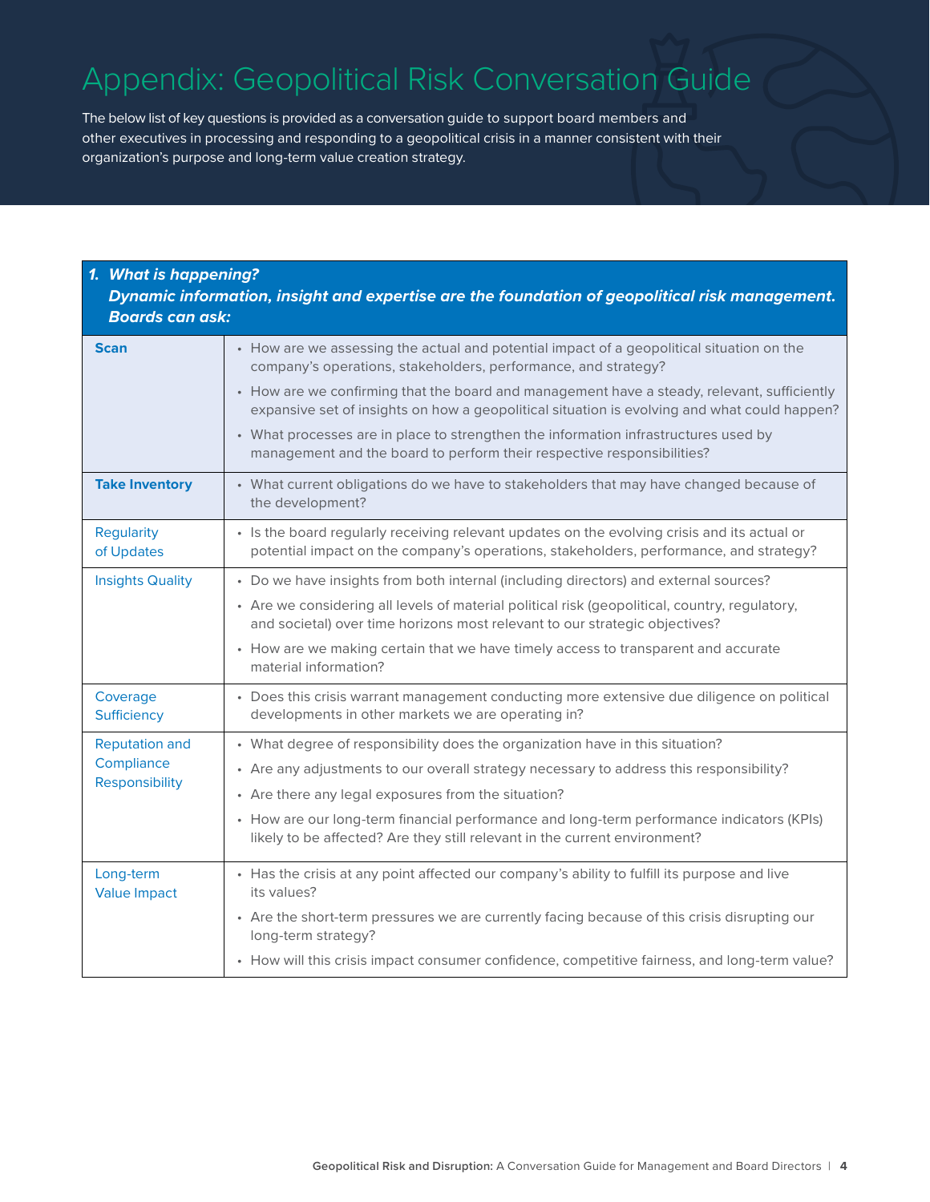# Appendix: Geopolitical Risk Conversation Guide

The below list of key questions is provided as a conversation guide to support board members and other executives in processing and responding to a geopolitical crisis in a manner consistent with their organization's purpose and long-term value creation strategy.

| **1. *What is happening?*** ***Dynamic information, insight and expertise are the foundation of geopolitical risk management. Boards can ask:*** | |
|---|---|
| **Scan** | • How are we assessing the actual and potential impact of a geopolitical situation on the company's operations, stakeholders, performance, and strategy?<br>• How are we confirming that the board and management have a steady, relevant, sufficiently expansive set of insights on how a geopolitical situation is evolving and what could happen?<br>• What processes are in place to strengthen the information infrastructures used by management and the board to perform their respective responsibilities? |
| **Take Inventory** | • What current obligations do we have to stakeholders that may have changed because of the development? |
| Regularity of Updates | • Is the board regularly receiving relevant updates on the evolving crisis and its actual or potential impact on the company's operations, stakeholders, performance, and strategy? |
| Insights Quality | • Do we have insights from both internal (including directors) and external sources?<br>• Are we considering all levels of material political risk (geopolitical, country, regulatory, and societal) over time horizons most relevant to our strategic objectives?<br>• How are we making certain that we have timely access to transparent and accurate material information? |
| Coverage Sufficiency | • Does this crisis warrant management conducting more extensive due diligence on political developments in other markets we are operating in? |
| Reputation and Compliance Responsibility | • What degree of responsibility does the organization have in this situation?<br>• Are any adjustments to our overall strategy necessary to address this responsibility?<br>• Are there any legal exposures from the situation?<br>• How are our long-term financial performance and long-term performance indicators (KPIs) likely to be affected? Are they still relevant in the current environment? |
| Long-term Value Impact | • Has the crisis at any point affected our company's ability to fulfill its purpose and live its values?<br>• Are the short-term pressures we are currently facing because of this crisis disrupting our long-term strategy?<br>• How will this crisis impact consumer confidence, competitive fairness, and long-term value? |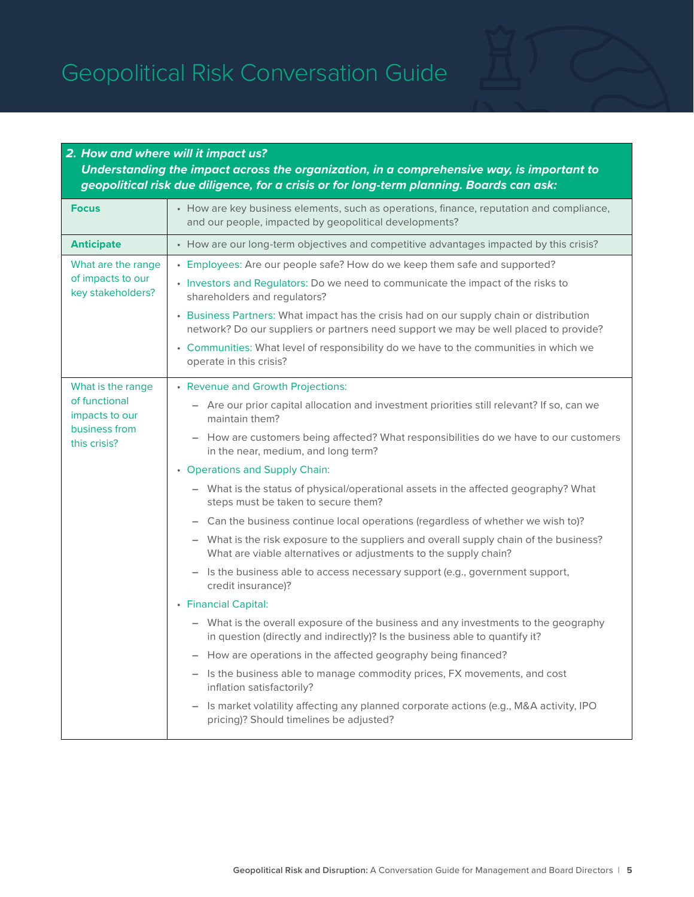# Geopolitical Risk Conversation Guide

| **2. How and where will it impact us?** *Understanding the impact across the organization, in a comprehensive way, is important to geopolitical risk due diligence, for a crisis or for long-term planning. Boards can ask:* | |
|---|---|
| **Focus** | • How are key business elements, such as operations, finance, reputation and compliance, and our people, impacted by geopolitical developments? |
| **Anticipate** | • How are our long-term objectives and competitive advantages impacted by this crisis? |
| What are the range of impacts to our key stakeholders? | • Employees: Are our people safe? How do we keep them safe and supported?<br>• Investors and Regulators: Do we need to communicate the impact of the risks to shareholders and regulators?<br>• Business Partners: What impact has the crisis had on our supply chain or distribution network? Do our suppliers or partners need support we may be well placed to provide?<br>• Communities: What level of responsibility do we have to the communities in which we operate in this crisis? |
| What is the range of functional impacts to our business from this crisis? | • Revenue and Growth Projections:<br>– Are our prior capital allocation and investment priorities still relevant? If so, can we maintain them?<br>– How are customers being affected? What responsibilities do we have to our customers in the near, medium, and long term?<br>• Operations and Supply Chain:<br>– What is the status of physical/operational assets in the affected geography? What steps must be taken to secure them?<br>– Can the business continue local operations (regardless of whether we wish to)?<br>– What is the risk exposure to the suppliers and overall supply chain of the business? What are viable alternatives or adjustments to the supply chain?<br>– Is the business able to access necessary support (e.g., government support, credit insurance)?<br>• Financial Capital:<br>– What is the overall exposure of the business and any investments to the geography in question (directly and indirectly)? Is the business able to quantify it?<br>– How are operations in the affected geography being financed?<br>– Is the business able to manage commodity prices, FX movements, and cost inflation satisfactorily?<br>– Is market volatility affecting any planned corporate actions (e.g., M&A activity, IPO pricing)? Should timelines be adjusted? |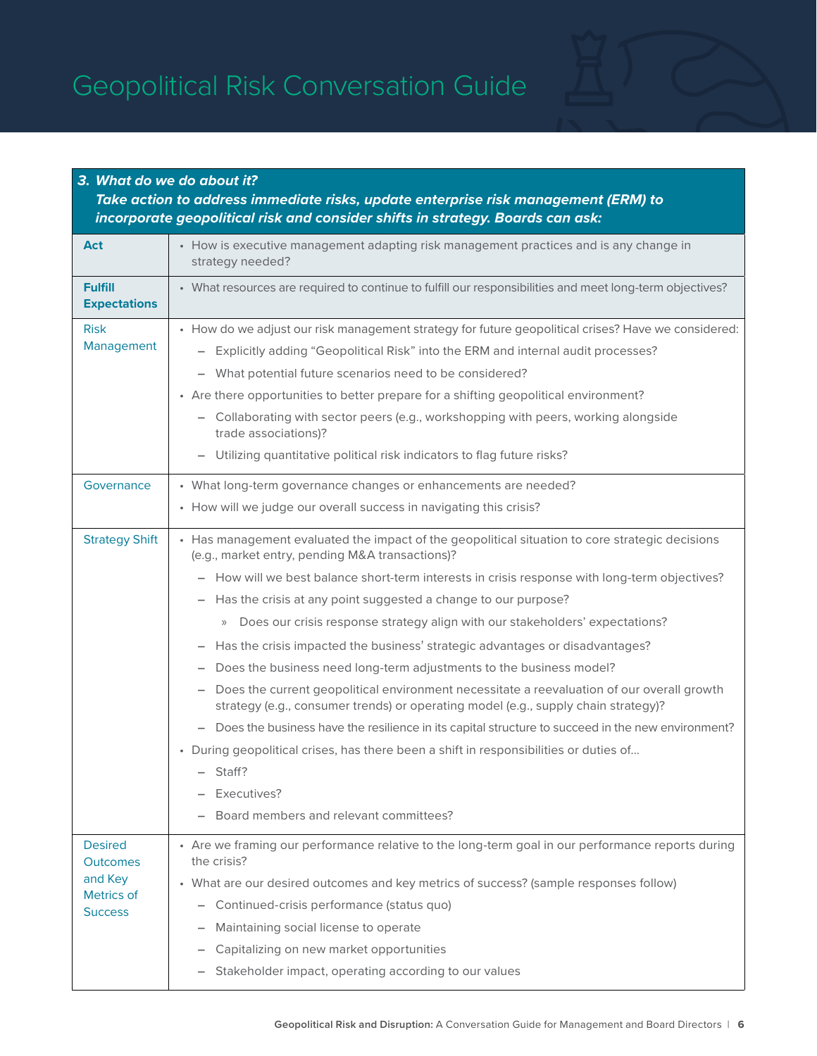# Geopolitical Risk Conversation Guide

| **3. What do we do about it?** *Take action to address immediate risks, update enterprise risk management (ERM) to incorporate geopolitical risk and consider shifts in strategy. Boards can ask:* | |
|---|---|
| **Act** | • How is executive management adapting risk management practices and is any change in strategy needed? |
| **Fulfill Expectations** | • What resources are required to continue to fulfill our responsibilities and meet long-term objectives? |
| Risk Management | • How do we adjust our risk management strategy for future geopolitical crises? Have we considered:<br>– Explicitly adding "Geopolitical Risk" into the ERM and internal audit processes?<br>– What potential future scenarios need to be considered?<br>• Are there opportunities to better prepare for a shifting geopolitical environment?<br>– Collaborating with sector peers (e.g., workshopping with peers, working alongside trade associations)?<br>– Utilizing quantitative political risk indicators to flag future risks? |
| Governance | • What long-term governance changes or enhancements are needed?<br>• How will we judge our overall success in navigating this crisis? |
| Strategy Shift | • Has management evaluated the impact of the geopolitical situation to core strategic decisions (e.g., market entry, pending M&A transactions)?<br>– How will we best balance short-term interests in crisis response with long-term objectives?<br>– Has the crisis at any point suggested a change to our purpose?<br>» Does our crisis response strategy align with our stakeholders' expectations?<br>– Has the crisis impacted the business' strategic advantages or disadvantages?<br>– Does the business need long-term adjustments to the business model?<br>– Does the current geopolitical environment necessitate a reevaluation of our overall growth strategy (e.g., consumer trends) or operating model (e.g., supply chain strategy)?<br>– Does the business have the resilience in its capital structure to succeed in the new environment?<br>• During geopolitical crises, has there been a shift in responsibilities or duties of...<br>– Staff?<br>– Executives?<br>– Board members and relevant committees? |
| Desired Outcomes and Key Metrics of Success | • Are we framing our performance relative to the long-term goal in our performance reports during the crisis?<br>• What are our desired outcomes and key metrics of success? (sample responses follow)<br>– Continued-crisis performance (status quo)<br>– Maintaining social license to operate<br>– Capitalizing on new market opportunities<br>– Stakeholder impact, operating according to our values |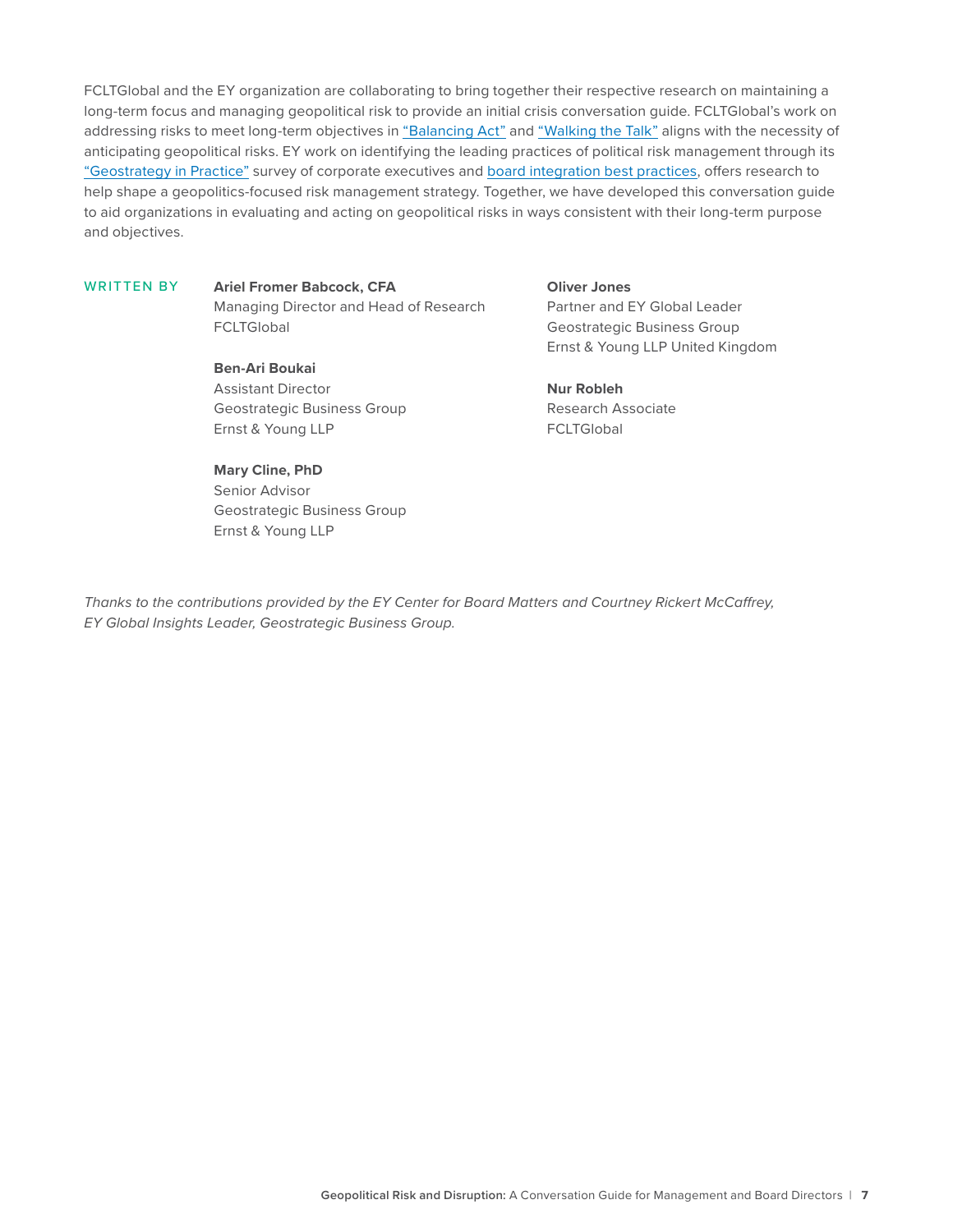FCLTGlobal and the EY organization are collaborating to bring together their respective research on maintaining a long-term focus and managing geopolitical risk to provide an initial crisis conversation guide. FCLTGlobal's work on addressing risks to meet long-term objectives in "Balancing Act" and "Walking the Talk" aligns with the necessity of anticipating geopolitical risks. EY work on identifying the leading practices of political risk management through its "Geostrategy in Practice" survey of corporate executives and board integration best practices, offers research to help shape a geopolitics-focused risk management strategy. Together, we have developed this conversation guide to aid organizations in evaluating and acting on geopolitical risks in ways consistent with their long-term purpose and objectives.

WRITTEN BY

**Ariel Fromer Babcock, CFA**
Managing Director and Head of Research
FCLTGlobal

**Ben-Ari Boukai**
Assistant Director
Geostrategic Business Group
Ernst & Young LLP

**Mary Cline, PhD**
Senior Advisor
Geostrategic Business Group
Ernst & Young LLP

**Oliver Jones**
Partner and EY Global Leader
Geostrategic Business Group
Ernst & Young LLP United Kingdom

**Nur Robleh**
Research Associate
FCLTGlobal

*Thanks to the contributions provided by the EY Center for Board Matters and Courtney Rickert McCaffrey, EY Global Insights Leader, Geostrategic Business Group.*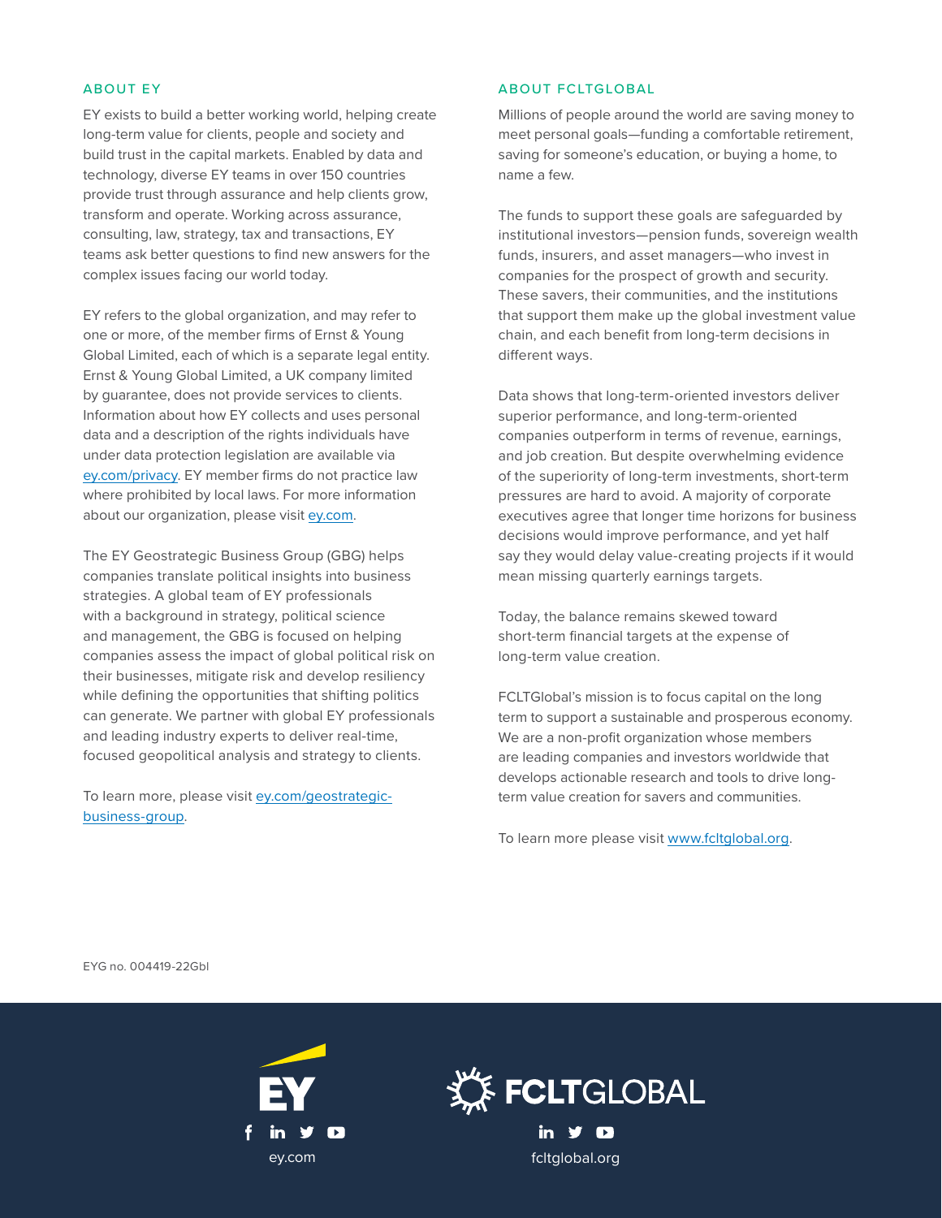## ABOUT EY

EY exists to build a better working world, helping create long-term value for clients, people and society and build trust in the capital markets. Enabled by data and technology, diverse EY teams in over 150 countries provide trust through assurance and help clients grow, transform and operate. Working across assurance, consulting, law, strategy, tax and transactions, EY teams ask better questions to find new answers for the complex issues facing our world today.

EY refers to the global organization, and may refer to one or more, of the member firms of Ernst & Young Global Limited, each of which is a separate legal entity. Ernst & Young Global Limited, a UK company limited by guarantee, does not provide services to clients. Information about how EY collects and uses personal data and a description of the rights individuals have under data protection legislation are available via ey.com/privacy. EY member firms do not practice law where prohibited by local laws. For more information about our organization, please visit ey.com.

The EY Geostrategic Business Group (GBG) helps companies translate political insights into business strategies. A global team of EY professionals with a background in strategy, political science and management, the GBG is focused on helping companies assess the impact of global political risk on their businesses, mitigate risk and develop resiliency while defining the opportunities that shifting politics can generate. We partner with global EY professionals and leading industry experts to deliver real-time, focused geopolitical analysis and strategy to clients.

To learn more, please visit ey.com/geostrategic-business-group.

## ABOUT FCLTGLOBAL

Millions of people around the world are saving money to meet personal goals—funding a comfortable retirement, saving for someone's education, or buying a home, to name a few.

The funds to support these goals are safeguarded by institutional investors—pension funds, sovereign wealth funds, insurers, and asset managers—who invest in companies for the prospect of growth and security. These savers, their communities, and the institutions that support them make up the global investment value chain, and each benefit from long-term decisions in different ways.

Data shows that long-term-oriented investors deliver superior performance, and long-term-oriented companies outperform in terms of revenue, earnings, and job creation. But despite overwhelming evidence of the superiority of long-term investments, short-term pressures are hard to avoid. A majority of corporate executives agree that longer time horizons for business decisions would improve performance, and yet half say they would delay value-creating projects if it would mean missing quarterly earnings targets.

Today, the balance remains skewed toward short-term financial targets at the expense of long-term value creation.

FCLTGlobal's mission is to focus capital on the long term to support a sustainable and prosperous economy. We are a non-profit organization whose members are leading companies and investors worldwide that develops actionable research and tools to drive long-term value creation for savers and communities.

To learn more please visit www.fcltglobal.org.

EYG no. 004419-22Gbl

EY

ey.com

FCLTGLOBAL

fcltglobal.org